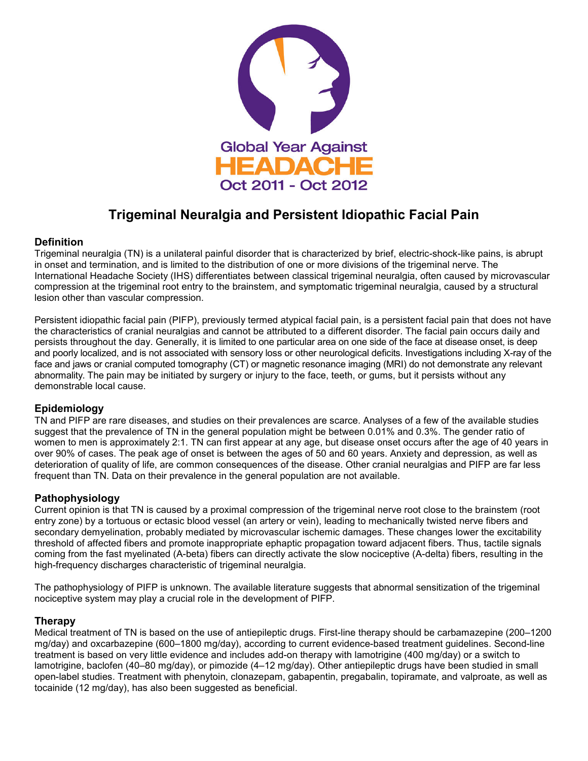Global Year Against
HEADACHE
Oct 2011 - Oct 2012

# Trigeminal Neuralgia and Persistent Idiopathic Facial Pain

## Definition

Trigeminal neuralgia (TN) is a unilateral painful disorder that is characterized by brief, electric-shock-like pains, is abrupt in onset and termination, and is limited to the distribution of one or more divisions of the trigeminal nerve. The International Headache Society (IHS) differentiates between classical trigeminal neuralgia, often caused by microvascular compression at the trigeminal root entry to the brainstem, and symptomatic trigeminal neuralgia, caused by a structural lesion other than vascular compression.

Persistent idiopathic facial pain (PIFP), previously termed atypical facial pain, is a persistent facial pain that does not have the characteristics of cranial neuralgias and cannot be attributed to a different disorder. The facial pain occurs daily and persists throughout the day. Generally, it is limited to one particular area on one side of the face at disease onset, is deep and poorly localized, and is not associated with sensory loss or other neurological deficits. Investigations including X-ray of the face and jaws or cranial computed tomography (CT) or magnetic resonance imaging (MRI) do not demonstrate any relevant abnormality. The pain may be initiated by surgery or injury to the face, teeth, or gums, but it persists without any demonstrable local cause.

## Epidemiology

TN and PIFP are rare diseases, and studies on their prevalences are scarce. Analyses of a few of the available studies suggest that the prevalence of TN in the general population might be between 0.01% and 0.3%. The gender ratio of women to men is approximately 2:1. TN can first appear at any age, but disease onset occurs after the age of 40 years in over 90% of cases. The peak age of onset is between the ages of 50 and 60 years. Anxiety and depression, as well as deterioration of quality of life, are common consequences of the disease. Other cranial neuralgias and PIFP are far less frequent than TN. Data on their prevalence in the general population are not available.

## Pathophysiology

Current opinion is that TN is caused by a proximal compression of the trigeminal nerve root close to the brainstem (root entry zone) by a tortuous or ectasic blood vessel (an artery or vein), leading to mechanically twisted nerve fibers and secondary demyelination, probably mediated by microvascular ischemic damages. These changes lower the excitability threshold of affected fibers and promote inappropriate ephaptic propagation toward adjacent fibers. Thus, tactile signals coming from the fast myelinated (A-beta) fibers can directly activate the slow nociceptive (A-delta) fibers, resulting in the high-frequency discharges characteristic of trigeminal neuralgia.

The pathophysiology of PIFP is unknown. The available literature suggests that abnormal sensitization of the trigeminal nociceptive system may play a crucial role in the development of PIFP.

## Therapy

Medical treatment of TN is based on the use of antiepileptic drugs. First-line therapy should be carbamazepine (200–1200 mg/day) and oxcarbazepine (600–1800 mg/day), according to current evidence-based treatment guidelines. Second-line treatment is based on very little evidence and includes add-on therapy with lamotrigine (400 mg/day) or a switch to lamotrigine, baclofen (40–80 mg/day), or pimozide (4–12 mg/day). Other antiepileptic drugs have been studied in small open-label studies. Treatment with phenytoin, clonazepam, gabapentin, pregabalin, topiramate, and valproate, as well as tocainide (12 mg/day), has also been suggested as beneficial.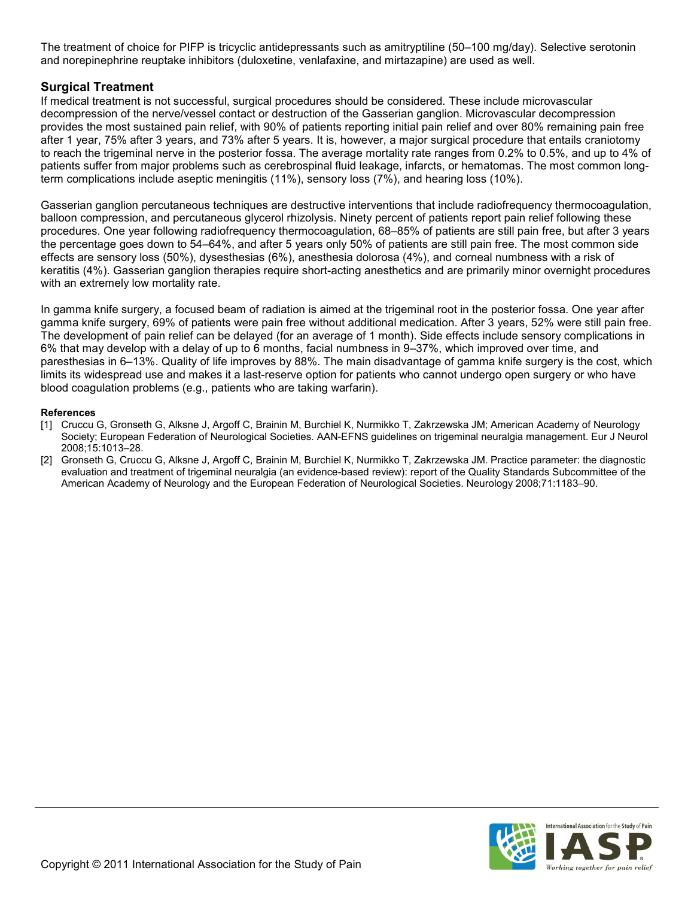The treatment of choice for PIFP is tricyclic antidepressants such as amitryptiline (50–100 mg/day). Selective serotonin and norepinephrine reuptake inhibitors (duloxetine, venlafaxine, and mirtazapine) are used as well.

## Surgical Treatment

If medical treatment is not successful, surgical procedures should be considered. These include microvascular decompression of the nerve/vessel contact or destruction of the Gasserian ganglion. Microvascular decompression provides the most sustained pain relief, with 90% of patients reporting initial pain relief and over 80% remaining pain free after 1 year, 75% after 3 years, and 73% after 5 years. It is, however, a major surgical procedure that entails craniotomy to reach the trigeminal nerve in the posterior fossa. The average mortality rate ranges from 0.2% to 0.5%, and up to 4% of patients suffer from major problems such as cerebrospinal fluid leakage, infarcts, or hematomas. The most common long-term complications include aseptic meningitis (11%), sensory loss (7%), and hearing loss (10%).

Gasserian ganglion percutaneous techniques are destructive interventions that include radiofrequency thermocoagulation, balloon compression, and percutaneous glycerol rhizolysis. Ninety percent of patients report pain relief following these procedures. One year following radiofrequency thermocoagulation, 68–85% of patients are still pain free, but after 3 years the percentage goes down to 54–64%, and after 5 years only 50% of patients are still pain free. The most common side effects are sensory loss (50%), dysesthesias (6%), anesthesia dolorosa (4%), and corneal numbness with a risk of keratitis (4%). Gasserian ganglion therapies require short-acting anesthetics and are primarily minor overnight procedures with an extremely low mortality rate.

In gamma knife surgery, a focused beam of radiation is aimed at the trigeminal root in the posterior fossa. One year after gamma knife surgery, 69% of patients were pain free without additional medication. After 3 years, 52% were still pain free. The development of pain relief can be delayed (for an average of 1 month). Side effects include sensory complications in 6% that may develop with a delay of up to 6 months, facial numbness in 9–37%, which improved over time, and paresthesias in 6–13%. Quality of life improves by 88%. The main disadvantage of gamma knife surgery is the cost, which limits its widespread use and makes it a last-reserve option for patients who cannot undergo open surgery or who have blood coagulation problems (e.g., patients who are taking warfarin).

**References**

[1] Cruccu G, Gronseth G, Alksne J, Argoff C, Brainin M, Burchiel K, Nurmikko T, Zakrzewska JM; American Academy of Neurology Society; European Federation of Neurological Societies. AAN-EFNS guidelines on trigeminal neuralgia management. Eur J Neurol 2008;15:1013–28.

[2] Gronseth G, Cruccu G, Alksne J, Argoff C, Brainin M, Burchiel K, Nurmikko T, Zakrzewska JM. Practice parameter: the diagnostic evaluation and treatment of trigeminal neuralgia (an evidence-based review): report of the Quality Standards Subcommittee of the American Academy of Neurology and the European Federation of Neurological Societies. Neurology 2008;71:1183–90.

Copyright © 2011 International Association for the Study of Pain